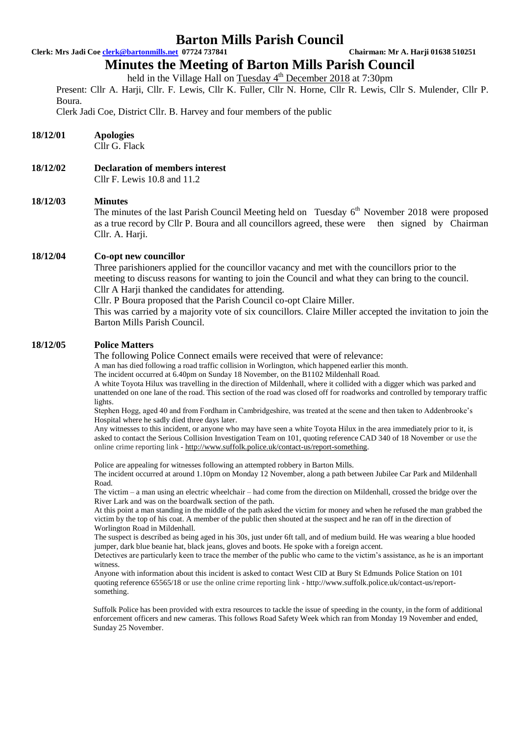# Barton Mills Parish Council

**Clerk: Mrs Jadi Coe clerk@bartonmills.net 07724 737841** **Chairman: Mr A. Harji 01638 510251**

## Minutes the Meeting of Barton Mills Parish Council

held in the Village Hall on Tuesday 4th December 2018 at 7:30pm

Present: Cllr A. Harji, Cllr. F. Lewis, Cllr K. Fuller, Cllr N. Horne, Cllr R. Lewis, Cllr S. Mulender, Cllr P. Boura.

Clerk Jadi Coe, District Cllr. B. Harvey and four members of the public

**18/12/01 Apologies**

Cllr G. Flack

**18/12/02 Declaration of members interest**

Cllr F. Lewis 10.8 and 11.2

**18/12/03 Minutes**

The minutes of the last Parish Council Meeting held on Tuesday 6th November 2018 were proposed as a true record by Cllr P. Boura and all councillors agreed, these were then signed by Chairman Cllr. A. Harji.

**18/12/04 Co-opt new councillor**

Three parishioners applied for the councillor vacancy and met with the councillors prior to the meeting to discuss reasons for wanting to join the Council and what they can bring to the council.

Cllr A Harji thanked the candidates for attending.

Cllr. P Boura proposed that the Parish Council co-opt Claire Miller.

This was carried by a majority vote of six councillors. Claire Miller accepted the invitation to join the Barton Mills Parish Council.

**18/12/05 Police Matters**

The following Police Connect emails were received that were of relevance:

A man has died following a road traffic collision in Worlington, which happened earlier this month.

The incident occurred at 6.40pm on Sunday 18 November, on the B1102 Mildenhall Road.

A white Toyota Hilux was travelling in the direction of Mildenhall, where it collided with a digger which was parked and unattended on one lane of the road. This section of the road was closed off for roadworks and controlled by temporary traffic lights.

Stephen Hogg, aged 40 and from Fordham in Cambridgeshire, was treated at the scene and then taken to Addenbrooke's Hospital where he sadly died three days later.

Any witnesses to this incident, or anyone who may have seen a white Toyota Hilux in the area immediately prior to it, is asked to contact the Serious Collision Investigation Team on 101, quoting reference CAD 340 of 18 November or use the online crime reporting link - http://www.suffolk.police.uk/contact-us/report-something.

Police are appealing for witnesses following an attempted robbery in Barton Mills.

The incident occurred at around 1.10pm on Monday 12 November, along a path between Jubilee Car Park and Mildenhall Road.

The victim – a man using an electric wheelchair – had come from the direction on Mildenhall, crossed the bridge over the River Lark and was on the boardwalk section of the path.

At this point a man standing in the middle of the path asked the victim for money and when he refused the man grabbed the victim by the top of his coat. A member of the public then shouted at the suspect and he ran off in the direction of Worlington Road in Mildenhall.

The suspect is described as being aged in his 30s, just under 6ft tall, and of medium build. He was wearing a blue hooded jumper, dark blue beanie hat, black jeans, gloves and boots. He spoke with a foreign accent.

Detectives are particularly keen to trace the member of the public who came to the victim's assistance, as he is an important witness.

Anyone with information about this incident is asked to contact West CID at Bury St Edmunds Police Station on 101 quoting reference 65565/18 or use the online crime reporting link - http://www.suffolk.police.uk/contact-us/report-something.

Suffolk Police has been provided with extra resources to tackle the issue of speeding in the county, in the form of additional enforcement officers and new cameras. This follows Road Safety Week which ran from Monday 19 November and ended, Sunday 25 November.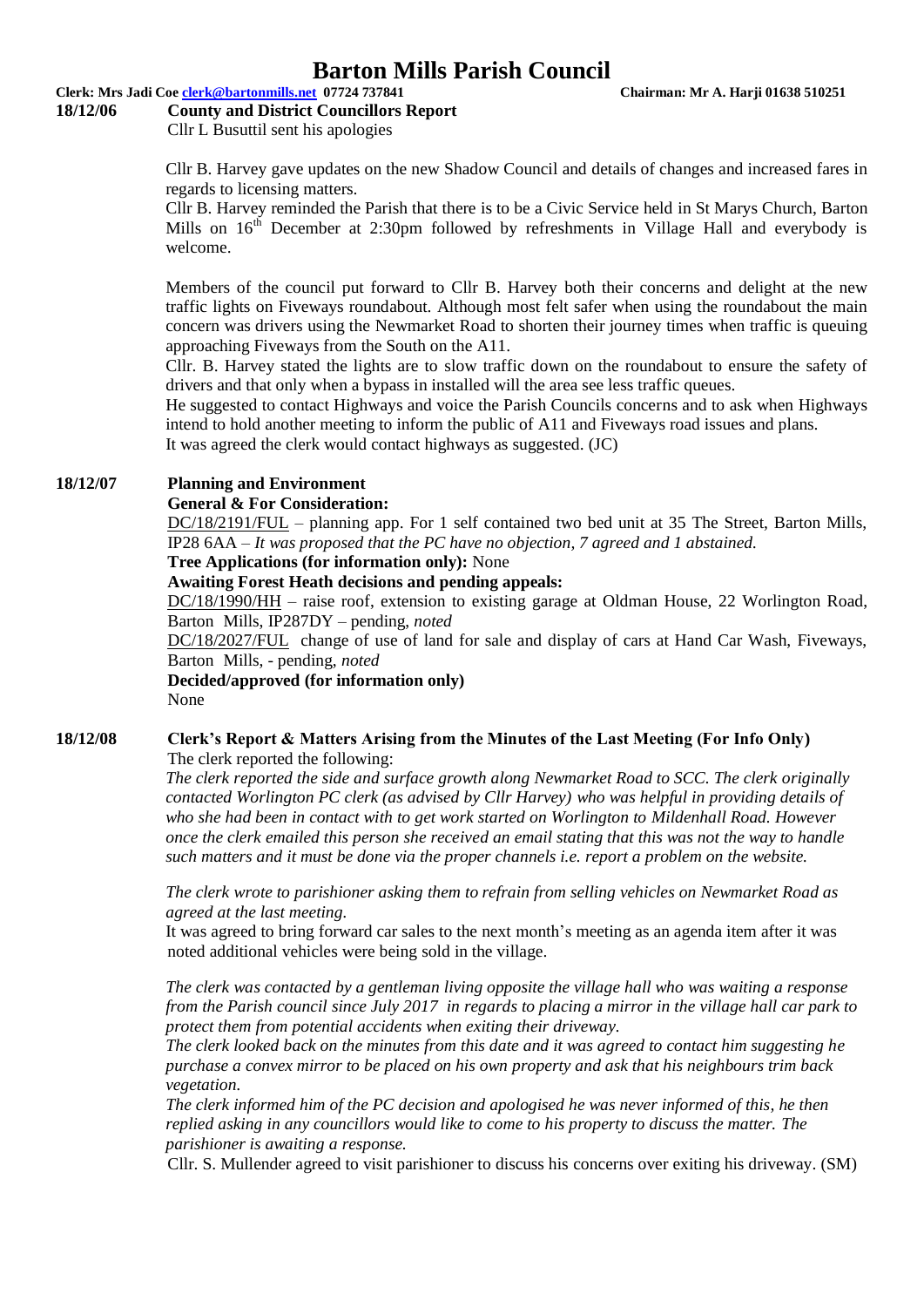# Barton Mills Parish Council

**Clerk: Mrs Jadi Coe clerk@bartonmills.net 07724 737841** **Chairman: Mr A. Harji 01638 510251**

**18/12/06 County and District Councillors Report**

Cllr L Busuttil sent his apologies

Cllr B. Harvey gave updates on the new Shadow Council and details of changes and increased fares in regards to licensing matters.

Cllr B. Harvey reminded the Parish that there is to be a Civic Service held in St Marys Church, Barton Mills on 16th December at 2:30pm followed by refreshments in Village Hall and everybody is welcome.

Members of the council put forward to Cllr B. Harvey both their concerns and delight at the new traffic lights on Fiveways roundabout. Although most felt safer when using the roundabout the main concern was drivers using the Newmarket Road to shorten their journey times when traffic is queuing approaching Fiveways from the South on the A11.

Cllr. B. Harvey stated the lights are to slow traffic down on the roundabout to ensure the safety of drivers and that only when a bypass in installed will the area see less traffic queues.

He suggested to contact Highways and voice the Parish Councils concerns and to ask when Highways intend to hold another meeting to inform the public of A11 and Fiveways road issues and plans.

It was agreed the clerk would contact highways as suggested. (JC)

**18/12/07 Planning and Environment**

**General & For Consideration:**

DC/18/2191/FUL – planning app. For 1 self contained two bed unit at 35 The Street, Barton Mills, IP28 6AA – *It was proposed that the PC have no objection, 7 agreed and 1 abstained.*

**Tree Applications (for information only):** None

**Awaiting Forest Heath decisions and pending appeals:**

DC/18/1990/HH – raise roof, extension to existing garage at Oldman House, 22 Worlington Road, Barton Mills, IP287DY – pending, *noted*

DC/18/2027/FUL change of use of land for sale and display of cars at Hand Car Wash, Fiveways, Barton Mills, - pending, *noted*

**Decided/approved (for information only)**

None

**18/12/08 Clerk's Report & Matters Arising from the Minutes of the Last Meeting (For Info Only)**

The clerk reported the following:

*The clerk reported the side and surface growth along Newmarket Road to SCC. The clerk originally contacted Worlington PC clerk (as advised by Cllr Harvey) who was helpful in providing details of who she had been in contact with to get work started on Worlington to Mildenhall Road. However once the clerk emailed this person she received an email stating that this was not the way to handle such matters and it must be done via the proper channels i.e. report a problem on the website.*

*The clerk wrote to parishioner asking them to refrain from selling vehicles on Newmarket Road as agreed at the last meeting.*

It was agreed to bring forward car sales to the next month's meeting as an agenda item after it was noted additional vehicles were being sold in the village.

*The clerk was contacted by a gentleman living opposite the village hall who was waiting a response from the Parish council since July 2017 in regards to placing a mirror in the village hall car park to protect them from potential accidents when exiting their driveway.*

*The clerk looked back on the minutes from this date and it was agreed to contact him suggesting he purchase a convex mirror to be placed on his own property and ask that his neighbours trim back vegetation.*

*The clerk informed him of the PC decision and apologised he was never informed of this, he then replied asking in any councillors would like to come to his property to discuss the matter. The parishioner is awaiting a response.*

Cllr. S. Mullender agreed to visit parishioner to discuss his concerns over exiting his driveway. (SM)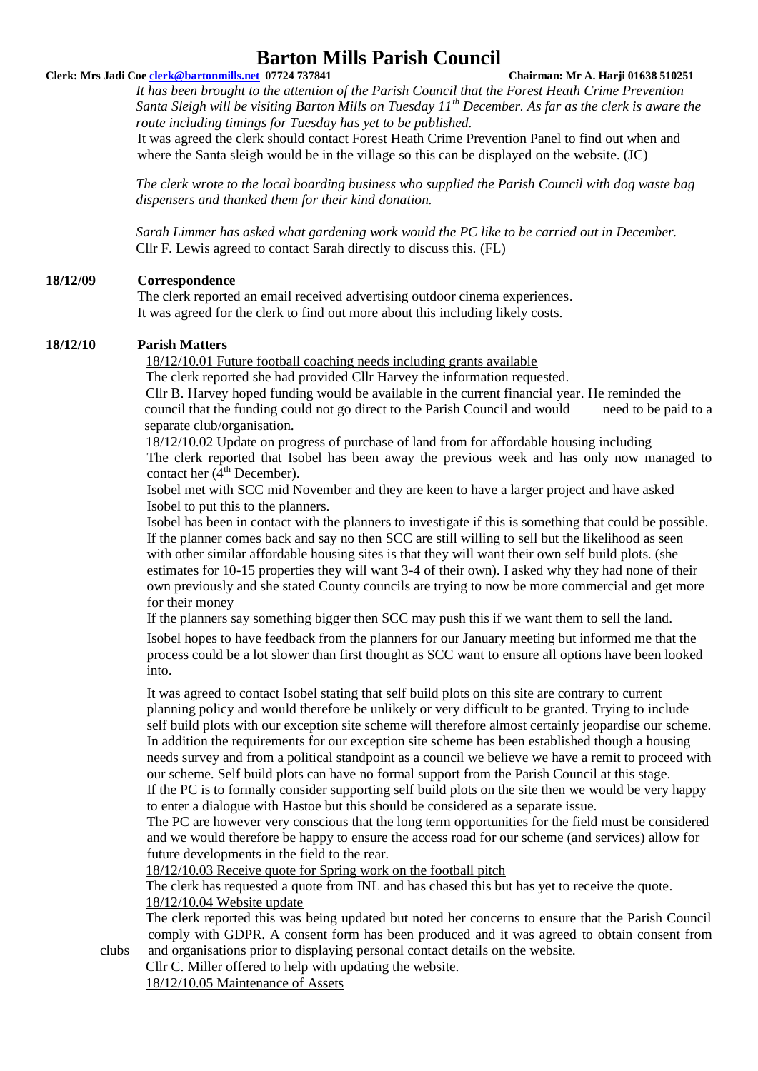# Barton Mills Parish Council

**Clerk: Mrs Jadi Coe [clerk@bartonmills.net](mailto:clerk@bartonmills.net) 07724 737841** **Chairman: Mr A. Harji 01638 510251**

*It has been brought to the attention of the Parish Council that the Forest Heath Crime Prevention Santa Sleigh will be visiting Barton Mills on Tuesday 11th December. As far as the clerk is aware the route including timings for Tuesday has yet to be published.*
It was agreed the clerk should contact Forest Heath Crime Prevention Panel to find out when and where the Santa sleigh would be in the village so this can be displayed on the website. (JC)

*The clerk wrote to the local boarding business who supplied the Parish Council with dog waste bag dispensers and thanked them for their kind donation.*

*Sarah Limmer has asked what gardening work would the PC like to be carried out in December.*
Cllr F. Lewis agreed to contact Sarah directly to discuss this. (FL)

**18/12/09 Correspondence**

The clerk reported an email received advertising outdoor cinema experiences.
It was agreed for the clerk to find out more about this including likely costs.

**18/12/10 Parish Matters**

18/12/10.01 Future football coaching needs including grants available

The clerk reported she had provided Cllr Harvey the information requested.
Cllr B. Harvey hoped funding would be available in the current financial year. He reminded the council that the funding could not go direct to the Parish Council and would need to be paid to a separate club/organisation.

18/12/10.02 Update on progress of purchase of land from for affordable housing including

The clerk reported that Isobel has been away the previous week and has only now managed to contact her (4th December).
Isobel met with SCC mid November and they are keen to have a larger project and have asked Isobel to put this to the planners.
Isobel has been in contact with the planners to investigate if this is something that could be possible. If the planner comes back and say no then SCC are still willing to sell but the likelihood as seen with other similar affordable housing sites is that they will want their own self build plots. (she estimates for 10-15 properties they will want 3-4 of their own). I asked why they had none of their own previously and she stated County councils are trying to now be more commercial and get more for their money
If the planners say something bigger then SCC may push this if we want them to sell the land.
Isobel hopes to have feedback from the planners for our January meeting but informed me that the process could be a lot slower than first thought as SCC want to ensure all options have been looked into.

It was agreed to contact Isobel stating that self build plots on this site are contrary to current planning policy and would therefore be unlikely or very difficult to be granted. Trying to include self build plots with our exception site scheme will therefore almost certainly jeopardise our scheme. In addition the requirements for our exception site scheme has been established though a housing needs survey and from a political standpoint as a council we believe we have a remit to proceed with our scheme. Self build plots can have no formal support from the Parish Council at this stage.
If the PC is to formally consider supporting self build plots on the site then we would be very happy to enter a dialogue with Hastoe but this should be considered as a separate issue.
The PC are however very conscious that the long term opportunities for the field must be considered and we would therefore be happy to ensure the access road for our scheme (and services) allow for future developments in the field to the rear.

18/12/10.03 Receive quote for Spring work on the football pitch

The clerk has requested a quote from INL and has chased this but has yet to receive the quote.

18/12/10.04 Website update

The clerk reported this was being updated but noted her concerns to ensure that the Parish Council comply with GDPR. A consent form has been produced and it was agreed to obtain consent from clubs and organisations prior to displaying personal contact details on the website.
Cllr C. Miller offered to help with updating the website.

18/12/10.05 Maintenance of Assets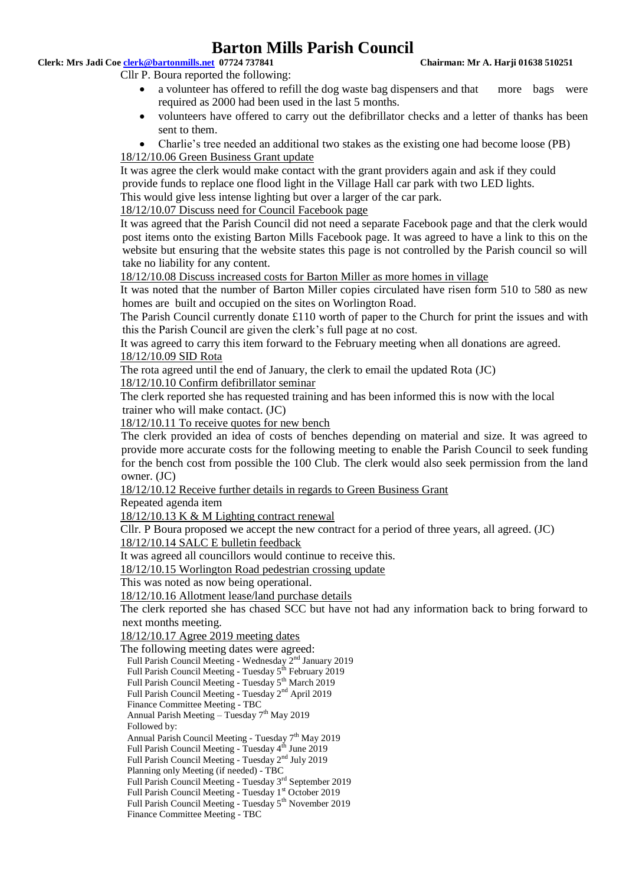Cllr P. Boura reported the following:

- a volunteer has offered to refill the dog waste bag dispensers and that more bags were required as 2000 had been used in the last 5 months.
- volunteers have offered to carry out the defibrillator checks and a letter of thanks has been sent to them.
- Charlie's tree needed an additional two stakes as the existing one had become loose (PB)

18/12/10.06 Green Business Grant update

It was agree the clerk would make contact with the grant providers again and ask if they could provide funds to replace one flood light in the Village Hall car park with two LED lights. This would give less intense lighting but over a larger of the car park.

18/12/10.07 Discuss need for Council Facebook page

It was agreed that the Parish Council did not need a separate Facebook page and that the clerk would post items onto the existing Barton Mills Facebook page. It was agreed to have a link to this on the website but ensuring that the website states this page is not controlled by the Parish council so will take no liability for any content.

18/12/10.08 Discuss increased costs for Barton Miller as more homes in village

It was noted that the number of Barton Miller copies circulated have risen form 510 to 580 as new homes are built and occupied on the sites on Worlington Road.

The Parish Council currently donate £110 worth of paper to the Church for print the issues and with this the Parish Council are given the clerk's full page at no cost.

It was agreed to carry this item forward to the February meeting when all donations are agreed.

18/12/10.09 SID Rota

The rota agreed until the end of January, the clerk to email the updated Rota (JC)

18/12/10.10 Confirm defibrillator seminar

The clerk reported she has requested training and has been informed this is now with the local trainer who will make contact. (JC)

18/12/10.11 To receive quotes for new bench

The clerk provided an idea of costs of benches depending on material and size. It was agreed to provide more accurate costs for the following meeting to enable the Parish Council to seek funding for the bench cost from possible the 100 Club. The clerk would also seek permission from the land owner. (JC)

18/12/10.12 Receive further details in regards to Green Business Grant

Repeated agenda item

18/12/10.13 K & M Lighting contract renewal

Cllr. P Boura proposed we accept the new contract for a period of three years, all agreed. (JC)

18/12/10.14 SALC E bulletin feedback

It was agreed all councillors would continue to receive this.

18/12/10.15 Worlington Road pedestrian crossing update

This was noted as now being operational.

18/12/10.16 Allotment lease/land purchase details

The clerk reported she has chased SCC but have not had any information back to bring forward to next months meeting.

18/12/10.17 Agree 2019 meeting dates

The following meeting dates were agreed:

Full Parish Council Meeting - Wednesday 2nd January 2019
Full Parish Council Meeting - Tuesday 5th February 2019
Full Parish Council Meeting - Tuesday 5th March 2019
Full Parish Council Meeting - Tuesday 2nd April 2019
Finance Committee Meeting - TBC
Annual Parish Meeting – Tuesday 7th May 2019
Followed by:
Annual Parish Council Meeting - Tuesday 7th May 2019
Full Parish Council Meeting - Tuesday 4th June 2019
Full Parish Council Meeting - Tuesday 2nd July 2019
Planning only Meeting (if needed) - TBC
Full Parish Council Meeting - Tuesday 3rd September 2019
Full Parish Council Meeting - Tuesday 1st October 2019
Full Parish Council Meeting - Tuesday 5th November 2019
Finance Committee Meeting - TBC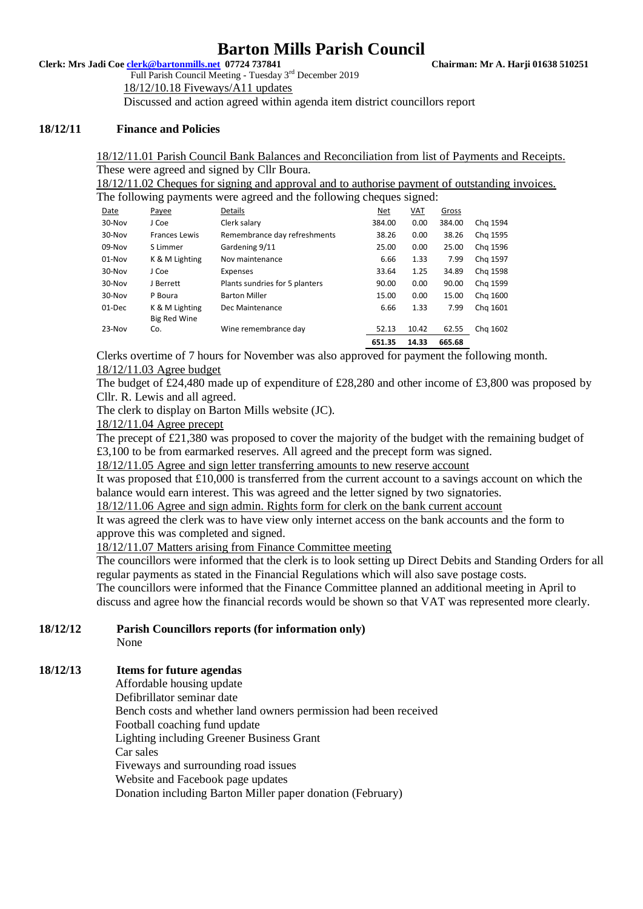Full Parish Council Meeting - Tuesday 3rd December 2019

18/12/10.18 Fiveways/A11 updates

Discussed and action agreed within agenda item district councillors report

## 18/12/11 Finance and Policies

18/12/11.01 Parish Council Bank Balances and Reconciliation from list of Payments and Receipts.

These were agreed and signed by Cllr Boura.

18/12/11.02 Cheques for signing and approval and to authorise payment of outstanding invoices.

The following payments were agreed and the following cheques signed:

| Date | Payee | Details | Net | VAT | Gross | |
|---|---|---|---|---|---|---|
| 30-Nov | J Coe | Clerk salary | 384.00 | 0.00 | 384.00 | Chq 1594 |
| 30-Nov | Frances Lewis | Remembrance day refreshments | 38.26 | 0.00 | 38.26 | Chq 1595 |
| 09-Nov | S Limmer | Gardening 9/11 | 25.00 | 0.00 | 25.00 | Chq 1596 |
| 01-Nov | K & M Lighting | Nov maintenance | 6.66 | 1.33 | 7.99 | Chq 1597 |
| 30-Nov | J Coe | Expenses | 33.64 | 1.25 | 34.89 | Chq 1598 |
| 30-Nov | J Berrett | Plants sundries for 5 planters | 90.00 | 0.00 | 90.00 | Chq 1599 |
| 30-Nov | P Boura | Barton Miller | 15.00 | 0.00 | 15.00 | Chq 1600 |
| 01-Dec | K & M Lighting | Dec Maintenance | 6.66 | 1.33 | 7.99 | Chq 1601 |
| 23-Nov | Big Red Wine Co. | Wine remembrance day | 52.13 | 10.42 | 62.55 | Chq 1602 |
| | | | **651.35** | **14.33** | **665.68** | |

Clerks overtime of 7 hours for November was also approved for payment the following month.

18/12/11.03 Agree budget

The budget of £24,480 made up of expenditure of £28,280 and other income of £3,800 was proposed by Cllr. R. Lewis and all agreed.

The clerk to display on Barton Mills website (JC).

18/12/11.04 Agree precept

The precept of £21,380 was proposed to cover the majority of the budget with the remaining budget of £3,100 to be from earmarked reserves. All agreed and the precept form was signed.

18/12/11.05 Agree and sign letter transferring amounts to new reserve account

It was proposed that £10,000 is transferred from the current account to a savings account on which the balance would earn interest. This was agreed and the letter signed by two signatories.

18/12/11.06 Agree and sign admin. Rights form for clerk on the bank current account

It was agreed the clerk was to have view only internet access on the bank accounts and the form to approve this was completed and signed.

18/12/11.07 Matters arising from Finance Committee meeting

The councillors were informed that the clerk is to look setting up Direct Debits and Standing Orders for all regular payments as stated in the Financial Regulations which will also save postage costs.

The councillors were informed that the Finance Committee planned an additional meeting in April to discuss and agree how the financial records would be shown so that VAT was represented more clearly.

## 18/12/12 Parish Councillors reports (for information only)

None

## 18/12/13 Items for future agendas

Affordable housing update

Defibrillator seminar date

Bench costs and whether land owners permission had been received

Football coaching fund update

Lighting including Greener Business Grant

Car sales

Fiveways and surrounding road issues

Website and Facebook page updates

Donation including Barton Miller paper donation (February)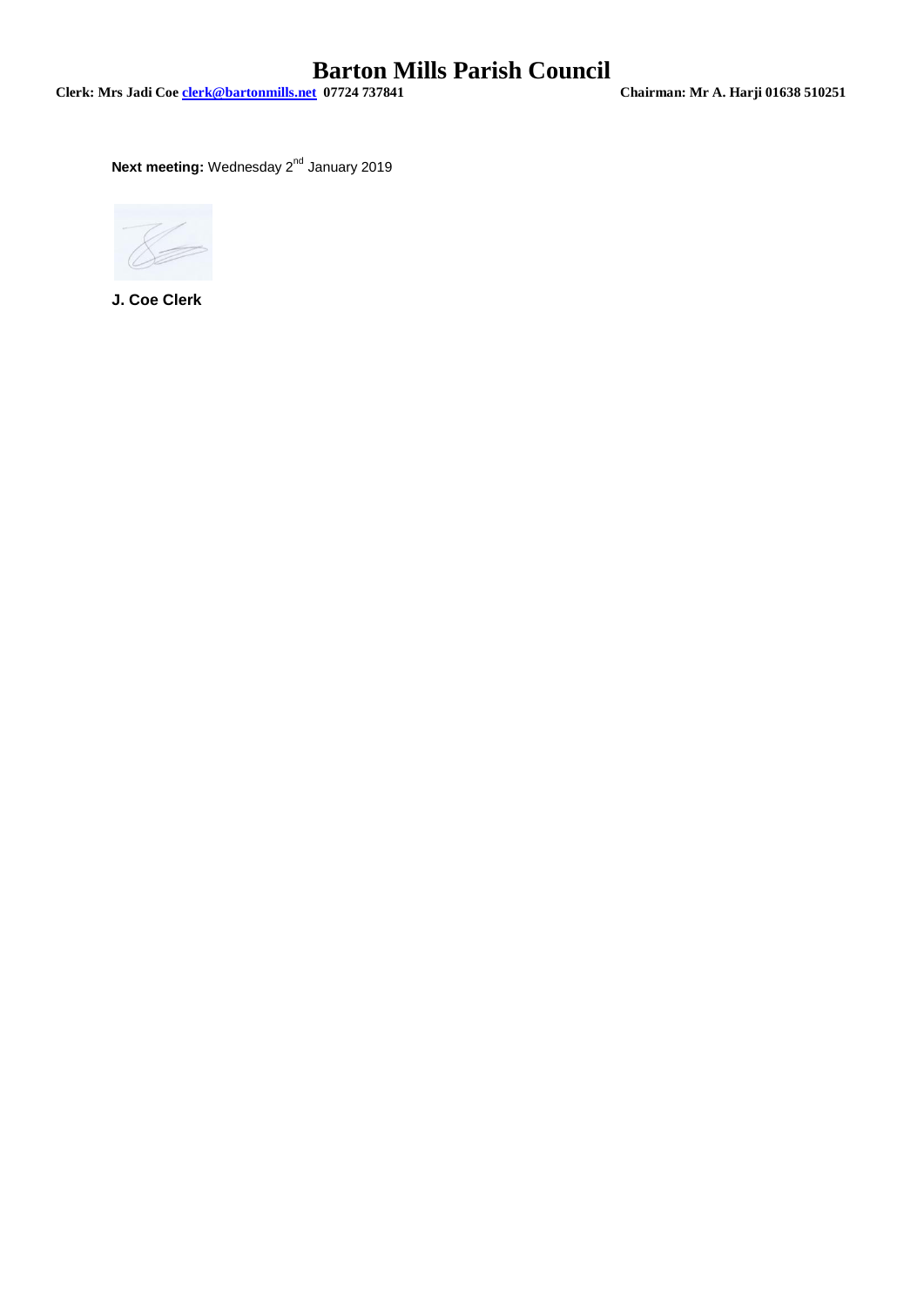# Barton Mills Parish Council

**Clerk: Mrs Jadi Coe clerk@bartonmills.net 07724 737841** **Chairman: Mr A. Harji 01638 510251**

**Next meeting:** Wednesday 2nd January 2019

**J. Coe Clerk**